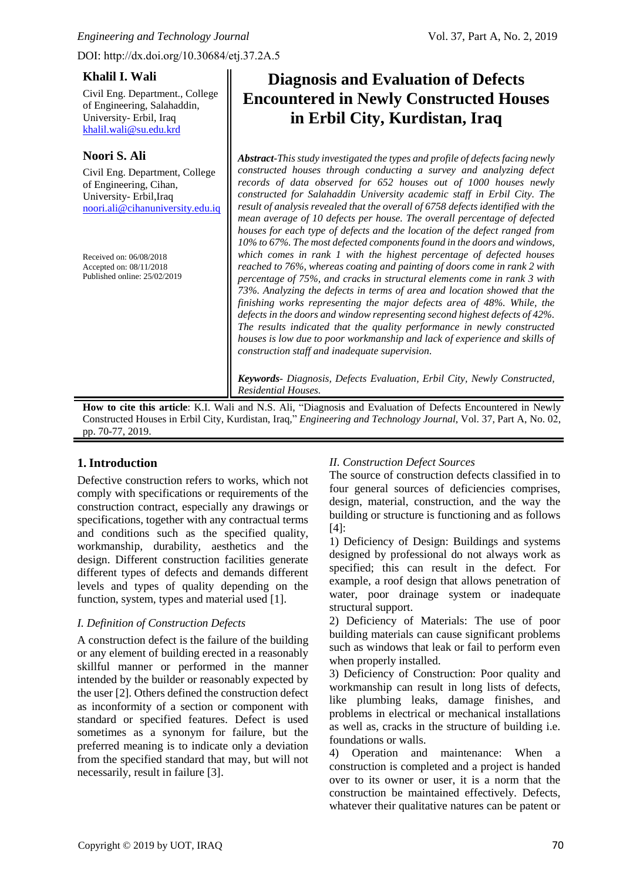DOI: http://dx.doi.org/10.30684/etj.37.2A.5

# Diagnosis and Evaluation of Defects Encountered in Newly Constructed Houses in Erbil City, Kurdistan, Iraq

**Khalil I. Wali**

Civil Eng. Department., College of Engineering, Salahaddin, University- Erbil, Iraq
khalil.wali@su.edu.krd

**Noori S. Ali**

Civil Eng. Department, College of Engineering, Cihan, University- Erbil,Iraq
noori.ali@cihanuniversity.edu.iq

Received on: 06/08/2018
Accepted on: 08/11/2018
Published online: 25/02/2019

***Abstract****-This study investigated the types and profile of defects facing newly constructed houses through conducting a survey and analyzing defect records of data observed for 652 houses out of 1000 houses newly constructed for Salahaddin University academic staff in Erbil City. The result of analysis revealed that the overall of 6758 defects identified with the mean average of 10 defects per house. The overall percentage of defected houses for each type of defects and the location of the defect ranged from 10% to 67%. The most defected components found in the doors and windows, which comes in rank 1 with the highest percentage of defected houses reached to 76%, whereas coating and painting of doors come in rank 2 with percentage of 75%, and cracks in structural elements come in rank 3 with 73%. Analyzing the defects in terms of area and location showed that the finishing works representing the major defects area of 48%. While, the defects in the doors and window representing second highest defects of 42%. The results indicated that the quality performance in newly constructed houses is low due to poor workmanship and lack of experience and skills of construction staff and inadequate supervision.*

***Keywords****- Diagnosis, Defects Evaluation, Erbil City, Newly Constructed, Residential Houses.*

**How to cite this article**: K.I. Wali and N.S. Ali, "Diagnosis and Evaluation of Defects Encountered in Newly Constructed Houses in Erbil City, Kurdistan, Iraq," *Engineering and Technology Journal*, Vol. 37, Part A, No. 02, pp. 70-77, 2019.

## 1. Introduction

Defective construction refers to works, which not comply with specifications or requirements of the construction contract, especially any drawings or specifications, together with any contractual terms and conditions such as the specified quality, workmanship, durability, aesthetics and the design. Different construction facilities generate different types of defects and demands different levels and types of quality depending on the function, system, types and material used [1].

### *I. Definition of Construction Defects*

A construction defect is the failure of the building or any element of building erected in a reasonably skillful manner or performed in the manner intended by the builder or reasonably expected by the user [2]. Others defined the construction defect as inconformity of a section or component with standard or specified features. Defect is used sometimes as a synonym for failure, but the preferred meaning is to indicate only a deviation from the specified standard that may, but will not necessarily, result in failure [3].

### *II. Construction Defect Sources*

The source of construction defects classified in to four general sources of deficiencies comprises, design, material, construction, and the way the building or structure is functioning and as follows [4]:

1) Deficiency of Design: Buildings and systems designed by professional do not always work as specified; this can result in the defect. For example, a roof design that allows penetration of water, poor drainage system or inadequate structural support.

2) Deficiency of Materials: The use of poor building materials can cause significant problems such as windows that leak or fail to perform even when properly installed.

3) Deficiency of Construction: Poor quality and workmanship can result in long lists of defects, like plumbing leaks, damage finishes, and problems in electrical or mechanical installations as well as, cracks in the structure of building i.e. foundations or walls.

4) Operation and maintenance: When a construction is completed and a project is handed over to its owner or user, it is a norm that the construction be maintained effectively. Defects, whatever their qualitative natures can be patent or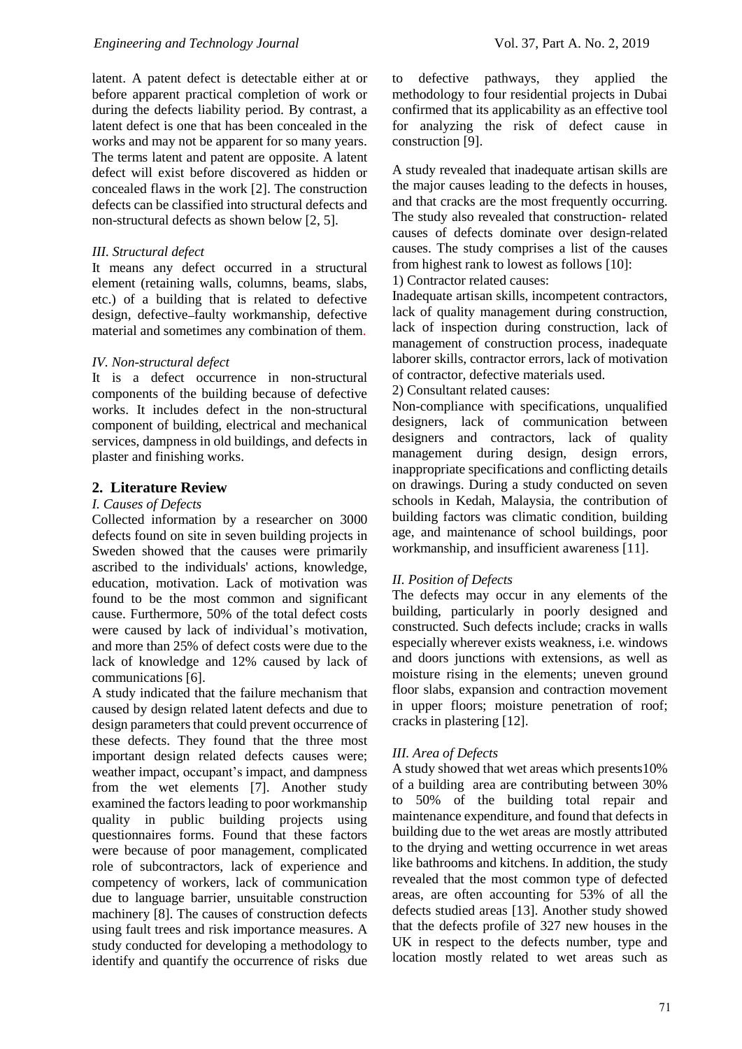latent. A patent defect is detectable either at or before apparent practical completion of work or during the defects liability period. By contrast, a latent defect is one that has been concealed in the works and may not be apparent for so many years. The terms latent and patent are opposite. A latent defect will exist before discovered as hidden or concealed flaws in the work [2]. The construction defects can be classified into structural defects and non-structural defects as shown below [2, 5].

*III. Structural defect*

It means any defect occurred in a structural element (retaining walls, columns, beams, slabs, etc.) of a building that is related to defective design, defective–faulty workmanship, defective material and sometimes any combination of them.

*IV. Non-structural defect*

It is a defect occurrence in non-structural components of the building because of defective works. It includes defect in the non-structural component of building, electrical and mechanical services, dampness in old buildings, and defects in plaster and finishing works.

## 2. Literature Review

*I. Causes of Defects*

Collected information by a researcher on 3000 defects found on site in seven building projects in Sweden showed that the causes were primarily ascribed to the individuals' actions, knowledge, education, motivation. Lack of motivation was found to be the most common and significant cause. Furthermore, 50% of the total defect costs were caused by lack of individual's motivation, and more than 25% of defect costs were due to the lack of knowledge and 12% caused by lack of communications [6].

A study indicated that the failure mechanism that caused by design related latent defects and due to design parameters that could prevent occurrence of these defects. They found that the three most important design related defects causes were; weather impact, occupant's impact, and dampness from the wet elements [7]. Another study examined the factors leading to poor workmanship quality in public building projects using questionnaires forms. Found that these factors were because of poor management, complicated role of subcontractors, lack of experience and competency of workers, lack of communication due to language barrier, unsuitable construction machinery [8]. The causes of construction defects using fault trees and risk importance measures. A study conducted for developing a methodology to identify and quantify the occurrence of risks due to defective pathways, they applied the methodology to four residential projects in Dubai confirmed that its applicability as an effective tool for analyzing the risk of defect cause in construction [9].

A study revealed that inadequate artisan skills are the major causes leading to the defects in houses, and that cracks are the most frequently occurring. The study also revealed that construction- related causes of defects dominate over design-related causes. The study comprises a list of the causes from highest rank to lowest as follows [10]:

1) Contractor related causes:

Inadequate artisan skills, incompetent contractors, lack of quality management during construction, lack of inspection during construction, lack of management of construction process, inadequate laborer skills, contractor errors, lack of motivation of contractor, defective materials used.

2) Consultant related causes:

Non-compliance with specifications, unqualified designers, lack of communication between designers and contractors, lack of quality management during design, design errors, inappropriate specifications and conflicting details on drawings. During a study conducted on seven schools in Kedah, Malaysia, the contribution of building factors was climatic condition, building age, and maintenance of school buildings, poor workmanship, and insufficient awareness [11].

*II. Position of Defects*

The defects may occur in any elements of the building, particularly in poorly designed and constructed. Such defects include; cracks in walls especially wherever exists weakness, i.e. windows and doors junctions with extensions, as well as moisture rising in the elements; uneven ground floor slabs, expansion and contraction movement in upper floors; moisture penetration of roof; cracks in plastering [12].

*III. Area of Defects*

A study showed that wet areas which presents10% of a building area are contributing between 30% to 50% of the building total repair and maintenance expenditure, and found that defects in building due to the wet areas are mostly attributed to the drying and wetting occurrence in wet areas like bathrooms and kitchens. In addition, the study revealed that the most common type of defected areas, are often accounting for 53% of all the defects studied areas [13]. Another study showed that the defects profile of 327 new houses in the UK in respect to the defects number, type and location mostly related to wet areas such as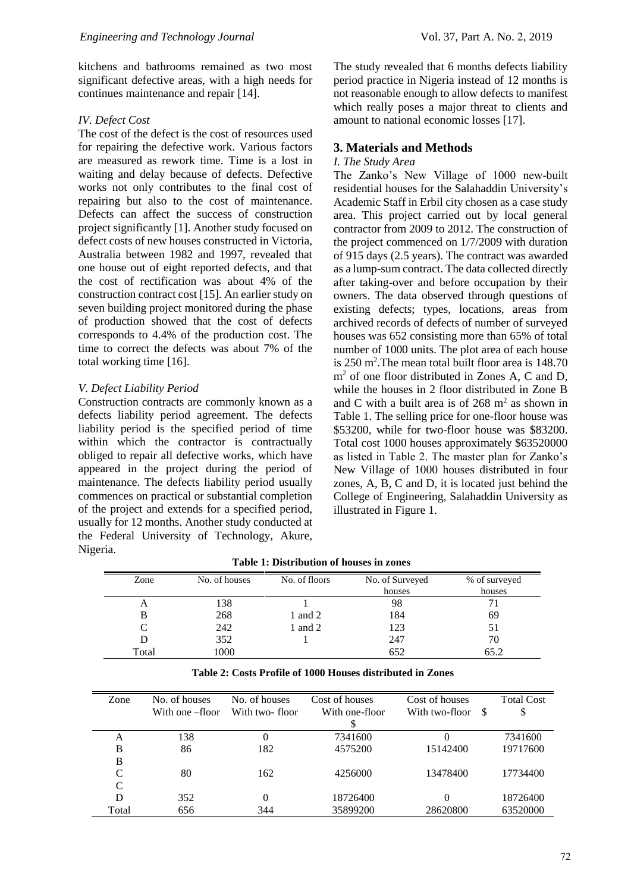kitchens and bathrooms remained as two most significant defective areas, with a high needs for continues maintenance and repair [14].

### *IV. Defect Cost*

The cost of the defect is the cost of resources used for repairing the defective work. Various factors are measured as rework time. Time is a lost in waiting and delay because of defects. Defective works not only contributes to the final cost of repairing but also to the cost of maintenance. Defects can affect the success of construction project significantly [1]. Another study focused on defect costs of new houses constructed in Victoria, Australia between 1982 and 1997, revealed that one house out of eight reported defects, and that the cost of rectification was about 4% of the construction contract cost [15]. An earlier study on seven building project monitored during the phase of production showed that the cost of defects corresponds to 4.4% of the production cost. The time to correct the defects was about 7% of the total working time [16].

### *V. Defect Liability Period*

Construction contracts are commonly known as a defects liability period agreement. The defects liability period is the specified period of time within which the contractor is contractually obliged to repair all defective works, which have appeared in the project during the period of maintenance. The defects liability period usually commences on practical or substantial completion of the project and extends for a specified period, usually for 12 months. Another study conducted at the Federal University of Technology, Akure, Nigeria. The study revealed that 6 months defects liability period practice in Nigeria instead of 12 months is not reasonable enough to allow defects to manifest which really poses a major threat to clients and amount to national economic losses [17].

## 3. Materials and Methods

### *I. The Study Area*

The Zanko's New Village of 1000 new-built residential houses for the Salahaddin University's Academic Staff in Erbil city chosen as a case study area. This project carried out by local general contractor from 2009 to 2012. The construction of the project commenced on 1/7/2009 with duration of 915 days (2.5 years). The contract was awarded as a lump-sum contract. The data collected directly after taking-over and before occupation by their owners. The data observed through questions of existing defects; types, locations, areas from archived records of defects of number of surveyed houses was 652 consisting more than 65% of total number of 1000 units. The plot area of each house is 250 $m^2$.The mean total built floor area is 148.70 $m^2$ of one floor distributed in Zones A, C and D, while the houses in 2 floor distributed in Zone B and C with a built area is of 268 $m^2$ as shown in Table 1. The selling price for one-floor house was \$53200, while for two-floor house was \$83200. Total cost 1000 houses approximately \$63520000 as listed in Table 2. The master plan for Zanko's New Village of 1000 houses distributed in four zones, A, B, C and D, it is located just behind the College of Engineering, Salahaddin University as illustrated in Figure 1.

**Table 1: Distribution of houses in zones**

| Zone | No. of houses | No. of floors | No. of Surveyed houses | % of surveyed houses |
|---|---|---|---|---|
| A | 138 | 1 | 98 | 71 |
| B | 268 | 1 and 2 | 184 | 69 |
| C | 242 | 1 and 2 | 123 | 51 |
| D | 352 | 1 | 247 | 70 |
| Total | 1000 | | 652 | 65.2 |

**Table 2: Costs Profile of 1000 Houses distributed in Zones**

| Zone | No. of houses With one –floor | No. of houses With two- floor | Cost of houses With one-floor $ | Cost of houses With two-floor $ | Total Cost $ |
|---|---|---|---|---|---|
| A | 138 | 0 | 7341600 | 0 | 7341600 |
| B | 86 | 182 | 4575200 | 15142400 | 19717600 |
| B | | | | | |
| C | 80 | 162 | 4256000 | 13478400 | 17734400 |
| C | | | | | |
| D | 352 | 0 | 18726400 | 0 | 18726400 |
| Total | 656 | 344 | 35899200 | 28620800 | 63520000 |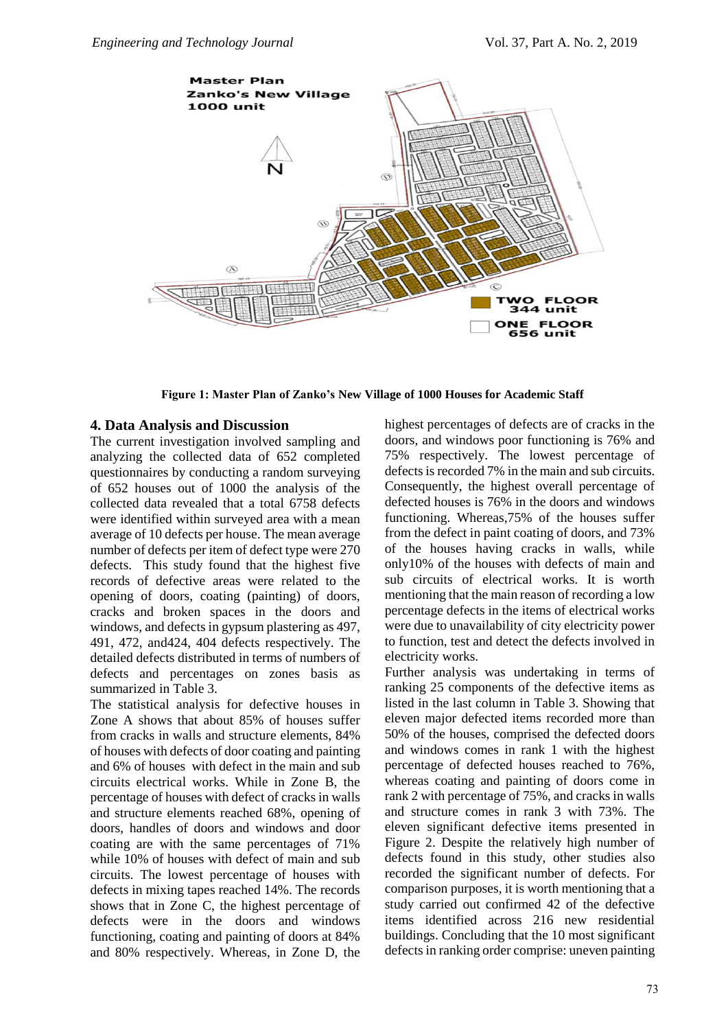Figure 1: Master Plan of Zanko's New Village of 1000 Houses for Academic Staff

## 4. Data Analysis and Discussion

The current investigation involved sampling and analyzing the collected data of 652 completed questionnaires by conducting a random surveying of 652 houses out of 1000 the analysis of the collected data revealed that a total 6758 defects were identified within surveyed area with a mean average of 10 defects per house. The mean average number of defects per item of defect type were 270 defects. This study found that the highest five records of defective areas were related to the opening of doors, coating (painting) of doors, cracks and broken spaces in the doors and windows, and defects in gypsum plastering as 497, 491, 472, and424, 404 defects respectively. The detailed defects distributed in terms of numbers of defects and percentages on zones basis as summarized in Table 3.

The statistical analysis for defective houses in Zone A shows that about 85% of houses suffer from cracks in walls and structure elements, 84% of houses with defects of door coating and painting and 6% of houses with defect in the main and sub circuits electrical works. While in Zone B, the percentage of houses with defect of cracks in walls and structure elements reached 68%, opening of doors, handles of doors and windows and door coating are with the same percentages of 71% while 10% of houses with defect of main and sub circuits. The lowest percentage of houses with defects in mixing tapes reached 14%. The records shows that in Zone C, the highest percentage of defects were in the doors and windows functioning, coating and painting of doors at 84% and 80% respectively. Whereas, in Zone D, the highest percentages of defects are of cracks in the doors, and windows poor functioning is 76% and 75% respectively. The lowest percentage of defects is recorded 7% in the main and sub circuits. Consequently, the highest overall percentage of defected houses is 76% in the doors and windows functioning. Whereas,75% of the houses suffer from the defect in paint coating of doors, and 73% of the houses having cracks in walls, while only10% of the houses with defects of main and sub circuits of electrical works. It is worth mentioning that the main reason of recording a low percentage defects in the items of electrical works were due to unavailability of city electricity power to function, test and detect the defects involved in electricity works.

Further analysis was undertaking in terms of ranking 25 components of the defective items as listed in the last column in Table 3. Showing that eleven major defected items recorded more than 50% of the houses, comprised the defected doors and windows comes in rank 1 with the highest percentage of defected houses reached to 76%, whereas coating and painting of doors come in rank 2 with percentage of 75%, and cracks in walls and structure comes in rank 3 with 73%. The eleven significant defective items presented in Figure 2. Despite the relatively high number of defects found in this study, other studies also recorded the significant number of defects. For comparison purposes, it is worth mentioning that a study carried out confirmed 42 of the defective items identified across 216 new residential buildings. Concluding that the 10 most significant defects in ranking order comprise: uneven painting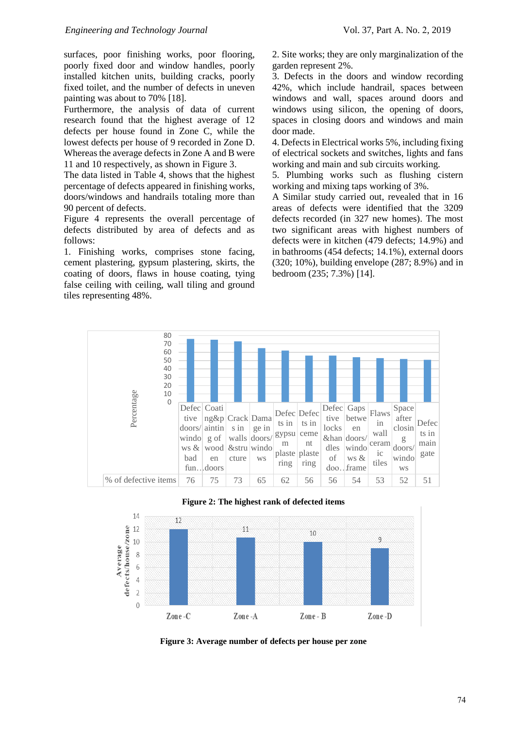surfaces, poor finishing works, poor flooring, poorly fixed door and window handles, poorly installed kitchen units, building cracks, poorly fixed toilet, and the number of defects in uneven painting was about to 70% [18].

Furthermore, the analysis of data of current research found that the highest average of 12 defects per house found in Zone C, while the lowest defects per house of 9 recorded in Zone D. Whereas the average defects in Zone A and B were 11 and 10 respectively, as shown in Figure 3.

The data listed in Table 4, shows that the highest percentage of defects appeared in finishing works, doors/windows and handrails totaling more than 90 percent of defects.

Figure 4 represents the overall percentage of defects distributed by area of defects and as follows:

1. Finishing works, comprises stone facing, cement plastering, gypsum plastering, skirts, the coating of doors, flaws in house coating, tying false ceiling with ceiling, wall tiling and ground tiles representing 48%.
2. Site works; they are only marginalization of the garden represent 2%.
3. Defects in the doors and window recording 42%, which include handrail, spaces between windows and wall, spaces around doors and windows using silicon, the opening of doors, spaces in closing doors and windows and main door made.
4. Defects in Electrical works 5%, including fixing of electrical sockets and switches, lights and fans working and main and sub circuits working.
5. Plumbing works such as flushing cistern working and mixing taps working of 3%.

A Similar study carried out, revealed that in 16 areas of defects were identified that the 3209 defects recorded (in 327 new homes). The most two significant areas with highest numbers of defects were in kitchen (479 defects; 14.9%) and in bathrooms (454 defects; 14.1%), external doors (320; 10%), building envelope (287; 8.9%) and in bedroom (235; 7.3%) [14].

| | Defective doors/windows & bad fun… | Coating of wooden doors | Cracks in walls &structure | Damage in doors/windows | Defects in gypsum plastering | Defects in cement plastering | Defective locks &handles of doo… | Gaps between doors/windows & frame | Flaws in wall ceramic tiles | Space after closing doors/windows | Defects in main gate |
|---|---|---|---|---|---|---|---|---|---|---|---|
| % of defective items | 76 | 75 | 73 | 65 | 62 | 56 | 56 | 54 | 53 | 52 | 51 |

**Figure 2: The highest rank of defected items**

| Zone | Average defects/house/zone |
|---|---|
| Zone-C | 12 |
| Zone-A | 11 |
| Zone-B | 10 |
| Zone-D | 9 |

**Figure 3: Average number of defects per house per zone**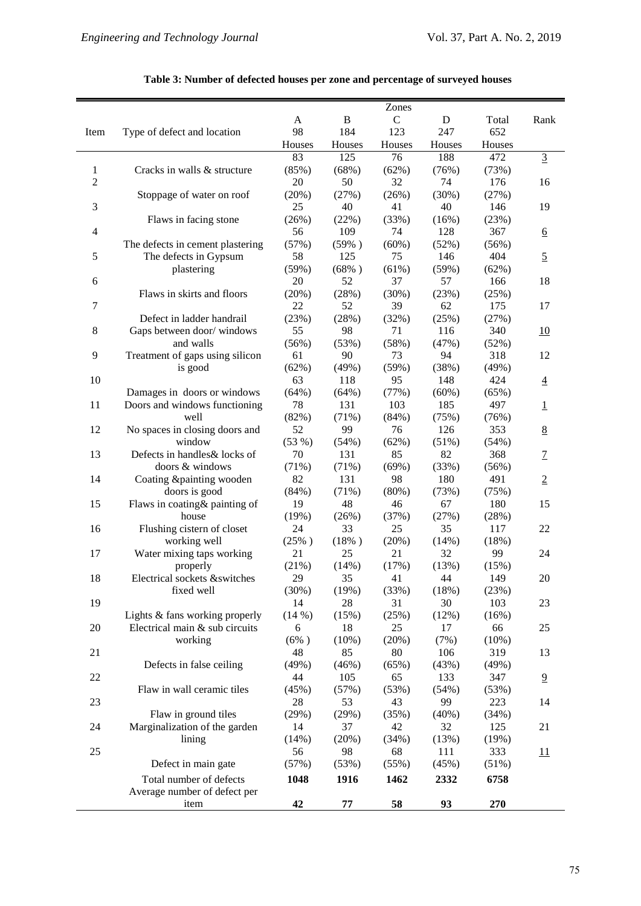**Table 3: Number of defected houses per zone and percentage of surveyed houses**

| Item | Type of defect and location | Zones A 98 Houses | B 184 Houses | C 123 Houses | D 247 Houses | Total 652 Houses | Rank |
|---|---|---|---|---|---|---|---|
| 1 | Cracks in walls & structure | 83 (85%) | 125 (68%) | 76 (62%) | 188 (76%) | 472 (73%) | 3 |
| 2 | Stoppage of water on roof | 20 (20%) | 50 (27%) | 32 (26%) | 74 (30%) | 176 (27%) | 16 |
| 3 | Flaws in facing stone | 25 (26%) | 40 (22%) | 41 (33%) | 40 (16%) | 146 (23%) | 19 |
| 4 | The defects in cement plastering | 56 (57%) | 109 (59% ) | 74 (60%) | 128 (52%) | 367 (56%) | 6 |
| 5 | The defects in Gypsum plastering | 58 (59%) | 125 (68% ) | 75 (61%) | 146 (59%) | 404 (62%) | 5 |
| 6 | Flaws in skirts and floors | 20 (20%) | 52 (28%) | 37 (30%) | 57 (23%) | 166 (25%) | 18 |
| 7 | Defect in ladder handrail | 22 (23%) | 52 (28%) | 39 (32%) | 62 (25%) | 175 (27%) | 17 |
| 8 | Gaps between door/ windows and walls | 55 (56%) | 98 (53%) | 71 (58%) | 116 (47%) | 340 (52%) | 10 |
| 9 | Treatment of gaps using silicon is good | 61 (62%) | 90 (49%) | 73 (59%) | 94 (38%) | 318 (49%) | 12 |
| 10 | Damages in doors or windows | 63 (64%) | 118 (64%) | 95 (77%) | 148 (60%) | 424 (65%) | 4 |
| 11 | Doors and windows functioning well | 78 (82%) | 131 (71%) | 103 (84%) | 185 (75%) | 497 (76%) | 1 |
| 12 | No spaces in closing doors and window | 52 (53 %) | 99 (54%) | 76 (62%) | 126 (51%) | 353 (54%) | 8 |
| 13 | Defects in handles& locks of doors & windows | 70 (71%) | 131 (71%) | 85 (69%) | 82 (33%) | 368 (56%) | 7 |
| 14 | Coating &painting wooden doors is good | 82 (84%) | 131 (71%) | 98 (80%) | 180 (73%) | 491 (75%) | 2 |
| 15 | Flaws in coating& painting of house | 19 (19%) | 48 (26%) | 46 (37%) | 67 (27%) | 180 (28%) | 15 |
| 16 | Flushing cistern of closet working well | 24 (25% ) | 33 (18% ) | 25 (20%) | 35 (14%) | 117 (18%) | 22 |
| 17 | Water mixing taps working properly | 21 (21%) | 25 (14%) | 21 (17%) | 32 (13%) | 99 (15%) | 24 |
| 18 | Electrical sockets &switches fixed well | 29 (30%) | 35 (19%) | 41 (33%) | 44 (18%) | 149 (23%) | 20 |
| 19 | Lights & fans working properly | 14 (14 %) | 28 (15%) | 31 (25%) | 30 (12%) | 103 (16%) | 23 |
| 20 | Electrical main & sub circuits working | 6 (6% ) | 18 (10%) | 25 (20%) | 17 (7%) | 66 (10%) | 25 |
| 21 | Defects in false ceiling | 48 (49%) | 85 (46%) | 80 (65%) | 106 (43%) | 319 (49%) | 13 |
| 22 | Flaw in wall ceramic tiles | 44 (45%) | 105 (57%) | 65 (53%) | 133 (54%) | 347 (53%) | 9 |
| 23 | Flaw in ground tiles | 28 (29%) | 53 (29%) | 43 (35%) | 99 (40%) | 223 (34%) | 14 |
| 24 | Marginalization of the garden lining | 14 (14%) | 37 (20%) | 42 (34%) | 32 (13%) | 125 (19%) | 21 |
| 25 | Defect in main gate | 56 (57%) | 98 (53%) | 68 (55%) | 111 (45%) | 333 (51%) | 11 |
| | Total number of defects | **1048** | **1916** | **1462** | **2332** | **6758** | |
| | Average number of defect per item | **42** | **77** | **58** | **93** | **270** | |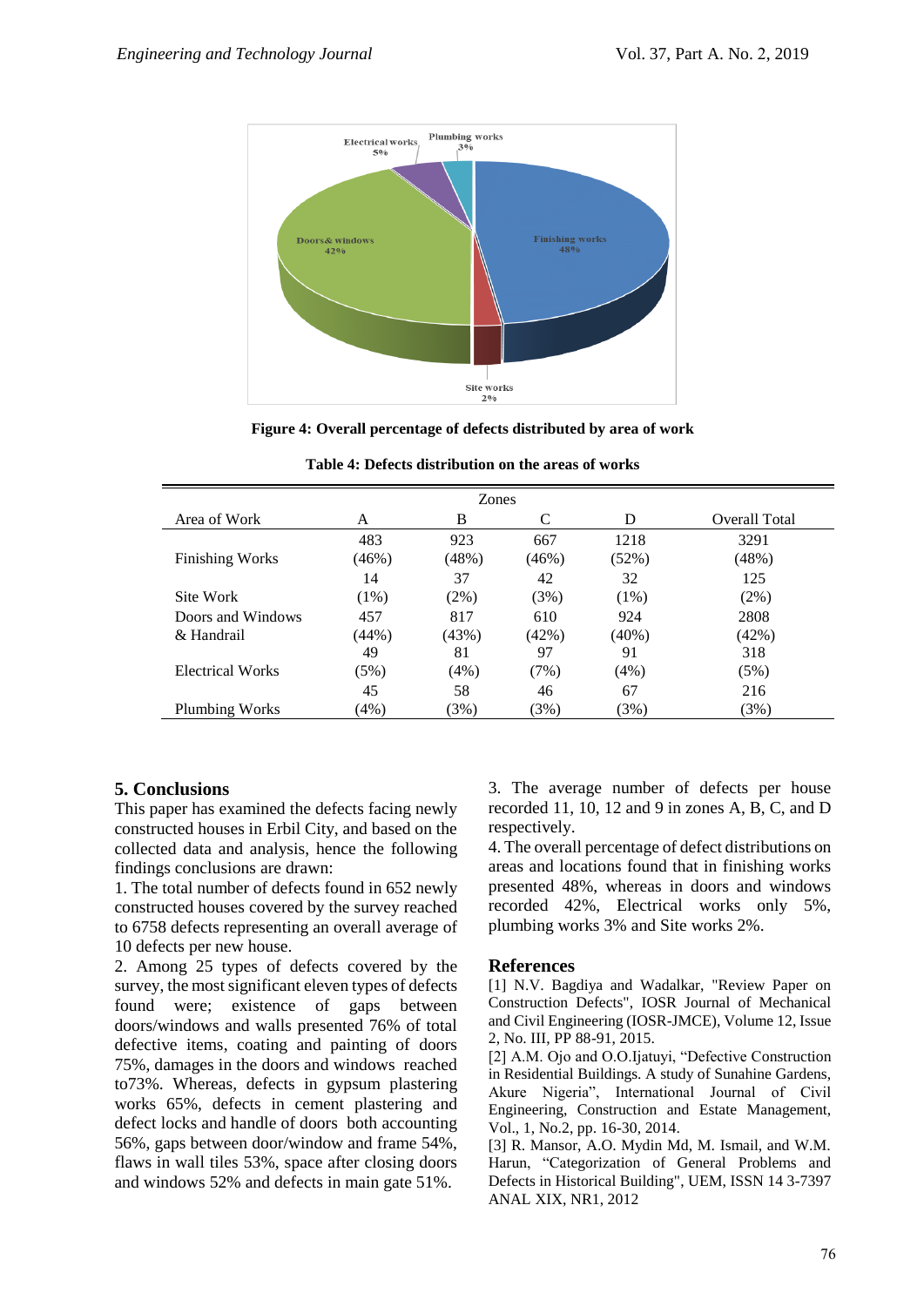**Figure 4: Overall percentage of defects distributed by area of work**

**Table 4: Defects distribution on the areas of works**

| Area of Work | Zones A | Zones B | Zones C | Zones D | Overall Total |
|---|---|---|---|---|---|
| Finishing Works | 483 (46%) | 923 (48%) | 667 (46%) | 1218 (52%) | 3291 (48%) |
| Site Work | 14 (1%) | 37 (2%) | 42 (3%) | 32 (1%) | 125 (2%) |
| Doors and Windows & Handrail | 457 (44%) | 817 (43%) | 610 (42%) | 924 (40%) | 2808 (42%) |
| Electrical Works | 49 (5%) | 81 (4%) | 97 (7%) | 91 (4%) | 318 (5%) |
| Plumbing Works | 45 (4%) | 58 (3%) | 46 (3%) | 67 (3%) | 216 (3%) |

## 5. Conclusions

This paper has examined the defects facing newly constructed houses in Erbil City, and based on the collected data and analysis, hence the following findings conclusions are drawn:

1. The total number of defects found in 652 newly constructed houses covered by the survey reached to 6758 defects representing an overall average of 10 defects per new house.
2. Among 25 types of defects covered by the survey, the most significant eleven types of defects found were; existence of gaps between doors/windows and walls presented 76% of total defective items, coating and painting of doors 75%, damages in the doors and windows reached to73%. Whereas, defects in gypsum plastering works 65%, defects in cement plastering and defect locks and handle of doors both accounting 56%, gaps between door/window and frame 54%, flaws in wall tiles 53%, space after closing doors and windows 52% and defects in main gate 51%.
3. The average number of defects per house recorded 11, 10, 12 and 9 in zones A, B, C, and D respectively.
4. The overall percentage of defect distributions on areas and locations found that in finishing works presented 48%, whereas in doors and windows recorded 42%, Electrical works only 5%, plumbing works 3% and Site works 2%.

## References

[1] N.V. Bagdiya and Wadalkar, "Review Paper on Construction Defects", IOSR Journal of Mechanical and Civil Engineering (IOSR-JMCE), Volume 12, Issue 2, No. III, PP 88-91, 2015.

[2] A.M. Ojo and O.O.Ijatuyi, "Defective Construction in Residential Buildings. A study of Sunahine Gardens, Akure Nigeria", International Journal of Civil Engineering, Construction and Estate Management, Vol., 1, No.2, pp. 16-30, 2014.

[3] R. Mansor, A.O. Mydin Md, M. Ismail, and W.M. Harun, "Categorization of General Problems and Defects in Historical Building", UEM, ISSN 14 3-7397 ANAL XIX, NR1, 2012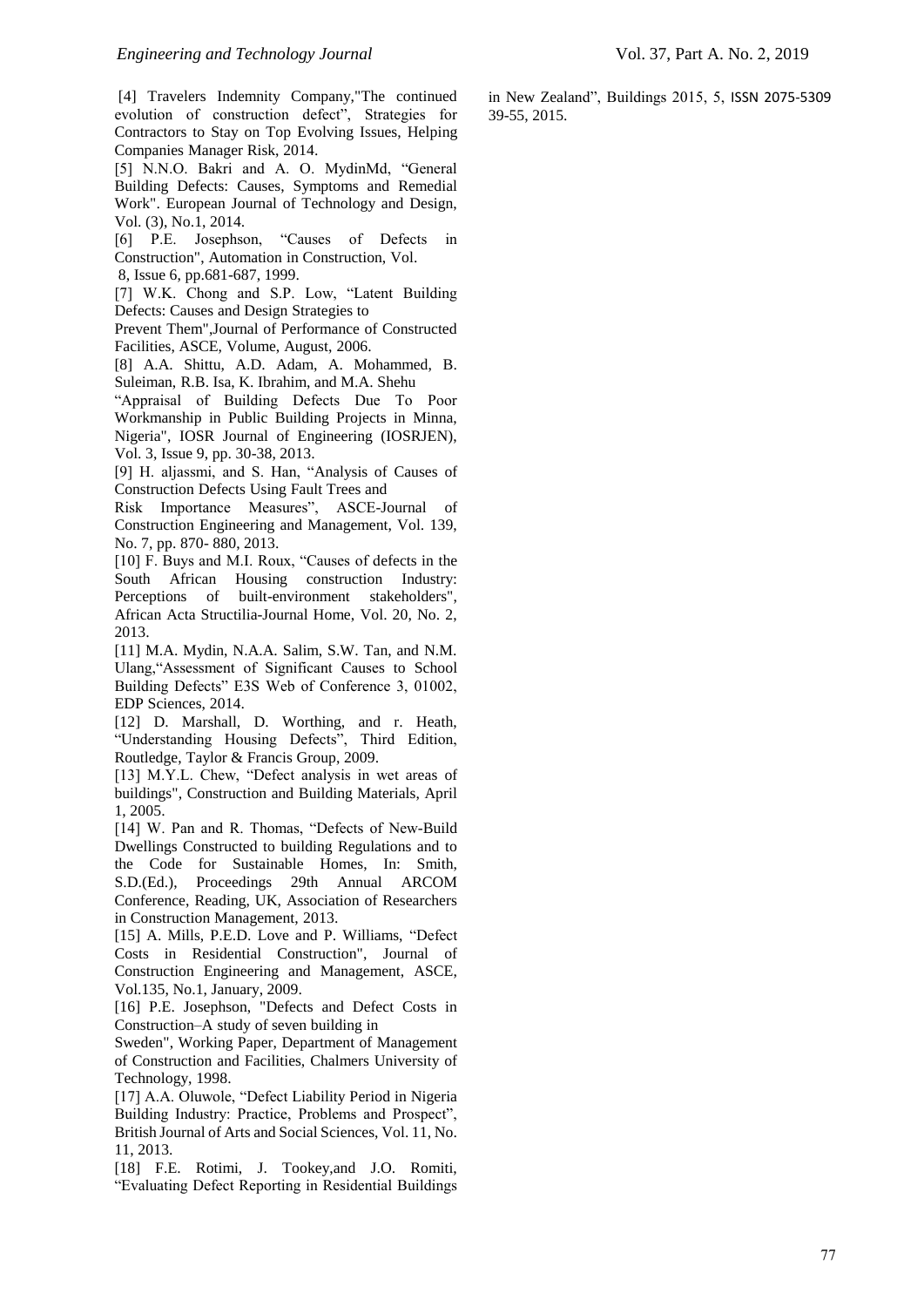[4] Travelers Indemnity Company,"The continued evolution of construction defect", Strategies for Contractors to Stay on Top Evolving Issues, Helping Companies Manager Risk, 2014.

[5] N.N.O. Bakri and A. O. MydinMd, "General Building Defects: Causes, Symptoms and Remedial Work". European Journal of Technology and Design, Vol. (3), No.1, 2014.

[6] P.E. Josephson, "Causes of Defects in Construction", Automation in Construction, Vol. 8, Issue 6, pp.681-687, 1999.

[7] W.K. Chong and S.P. Low, "Latent Building Defects: Causes and Design Strategies to Prevent Them",Journal of Performance of Constructed Facilities, ASCE, Volume, August, 2006.

[8] A.A. Shittu, A.D. Adam, A. Mohammed, B. Suleiman, R.B. Isa, K. Ibrahim, and M.A. Shehu "Appraisal of Building Defects Due To Poor Workmanship in Public Building Projects in Minna, Nigeria", IOSR Journal of Engineering (IOSRJEN), Vol. 3, Issue 9, pp. 30-38, 2013.

[9] H. aljassmi, and S. Han, "Analysis of Causes of Construction Defects Using Fault Trees and Risk Importance Measures", ASCE-Journal of Construction Engineering and Management, Vol. 139, No. 7, pp. 870- 880, 2013.

[10] F. Buys and M.I. Roux, "Causes of defects in the South African Housing construction Industry: Perceptions of built-environment stakeholders", African Acta Structilia-Journal Home, Vol. 20, No. 2, 2013.

[11] M.A. Mydin, N.A.A. Salim, S.W. Tan, and N.M. Ulang,"Assessment of Significant Causes to School Building Defects" E3S Web of Conference 3, 01002, EDP Sciences, 2014.

[12] D. Marshall, D. Worthing, and r. Heath, "Understanding Housing Defects", Third Edition, Routledge, Taylor & Francis Group, 2009.

[13] M.Y.L. Chew, "Defect analysis in wet areas of buildings", Construction and Building Materials, April 1, 2005.

[14] W. Pan and R. Thomas, "Defects of New-Build Dwellings Constructed to building Regulations and to the Code for Sustainable Homes, In: Smith, S.D.(Ed.), Proceedings 29th Annual ARCOM Conference, Reading, UK, Association of Researchers in Construction Management, 2013.

[15] A. Mills, P.E.D. Love and P. Williams, "Defect Costs in Residential Construction", Journal of Construction Engineering and Management, ASCE, Vol.135, No.1, January, 2009.

[16] P.E. Josephson, "Defects and Defect Costs in Construction–A study of seven building in Sweden", Working Paper, Department of Management of Construction and Facilities, Chalmers University of Technology, 1998.

[17] A.A. Oluwole, "Defect Liability Period in Nigeria Building Industry: Practice, Problems and Prospect", British Journal of Arts and Social Sciences, Vol. 11, No. 11, 2013.

[18] F.E. Rotimi, J. Tookey,and J.O. Romiti, "Evaluating Defect Reporting in Residential Buildings in New Zealand", Buildings 2015, 5, ISSN 2075-5309 39-55, 2015.